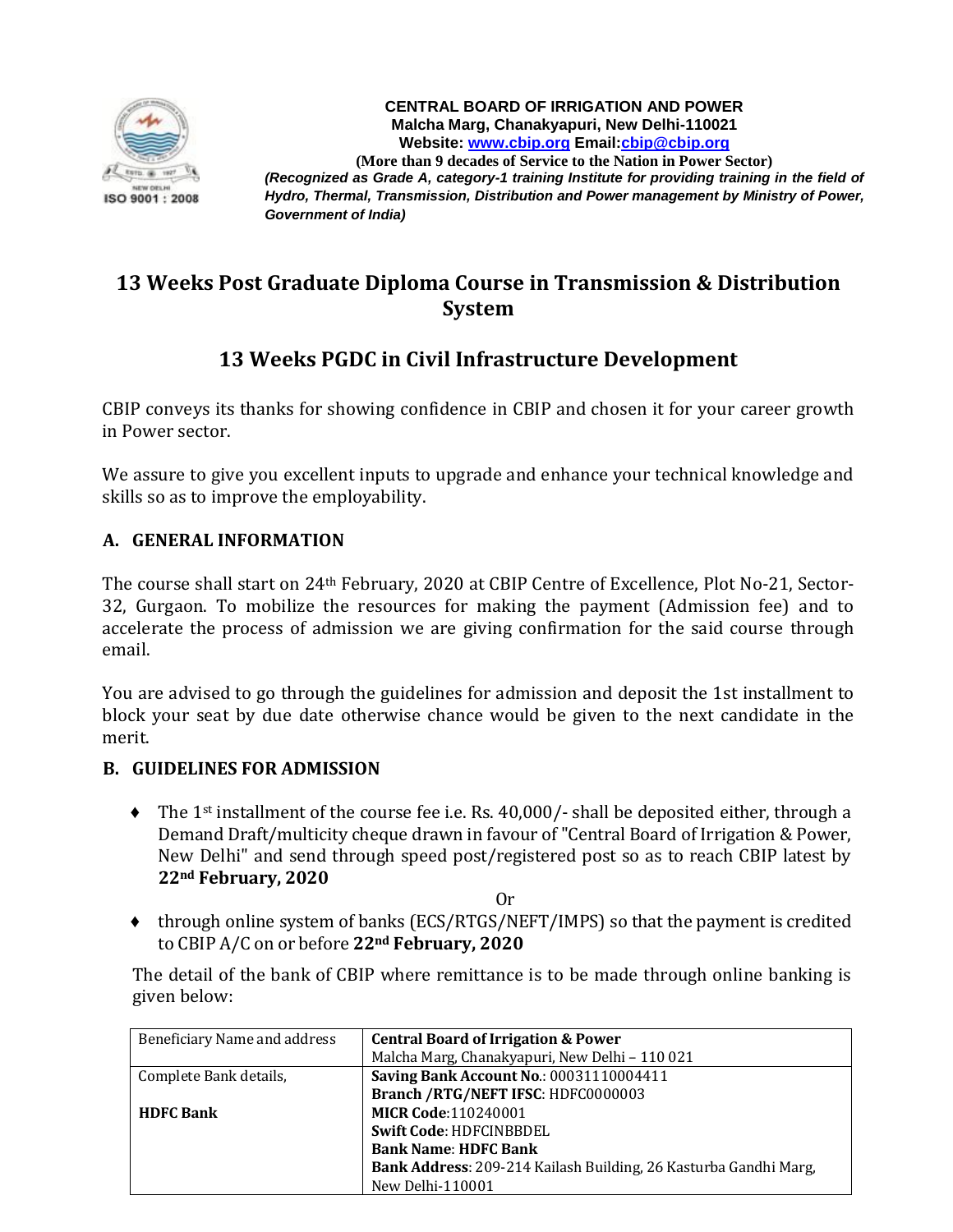**CENTRAL BOARD OF IRRIGATION AND POWER**
**Malcha Marg, Chanakyapuri, New Delhi-110021**
**Website: www.cbip.org Email:cbip@cbip.org**
**(More than 9 decades of Service to the Nation in Power Sector)**
***(Recognized as Grade A, category-1 training Institute for providing training in the field of Hydro, Thermal, Transmission, Distribution and Power management by Ministry of Power, Government of India)***

# 13 Weeks Post Graduate Diploma Course in Transmission & Distribution System

# 13 Weeks PGDC in Civil Infrastructure Development

CBIP conveys its thanks for showing confidence in CBIP and chosen it for your career growth in Power sector.

We assure to give you excellent inputs to upgrade and enhance your technical knowledge and skills so as to improve the employability.

## A. GENERAL INFORMATION

The course shall start on 24th February, 2020 at CBIP Centre of Excellence, Plot No-21, Sector-32, Gurgaon. To mobilize the resources for making the payment (Admission fee) and to accelerate the process of admission we are giving confirmation for the said course through email.

You are advised to go through the guidelines for admission and deposit the 1st installment to block your seat by due date otherwise chance would be given to the next candidate in the merit.

## B. GUIDELINES FOR ADMISSION

- The 1st installment of the course fee i.e. Rs. 40,000/- shall be deposited either, through a Demand Draft/multicity cheque drawn in favour of "Central Board of Irrigation & Power, New Delhi" and send through speed post/registered post so as to reach CBIP latest by **22nd February, 2020**

Or

- through online system of banks (ECS/RTGS/NEFT/IMPS) so that the payment is credited to CBIP A/C on or before **22nd February, 2020**

The detail of the bank of CBIP where remittance is to be made through online banking is given below:

| Beneficiary Name and address | **Central Board of Irrigation & Power**<br>Malcha Marg, Chanakyapuri, New Delhi – 110 021 |
|---|---|
| Complete Bank details,<br><br>**HDFC Bank** | **Saving Bank Account No.**: 00031110004411<br>**Branch /RTG/NEFT IFSC**: HDFC0000003<br>**MICR Code**:110240001<br>**Swift Code**: HDFCINBBDEL<br>**Bank Name**: **HDFC Bank**<br>**Bank Address**: 209-214 Kailash Building, 26 Kasturba Gandhi Marg, New Delhi-110001 |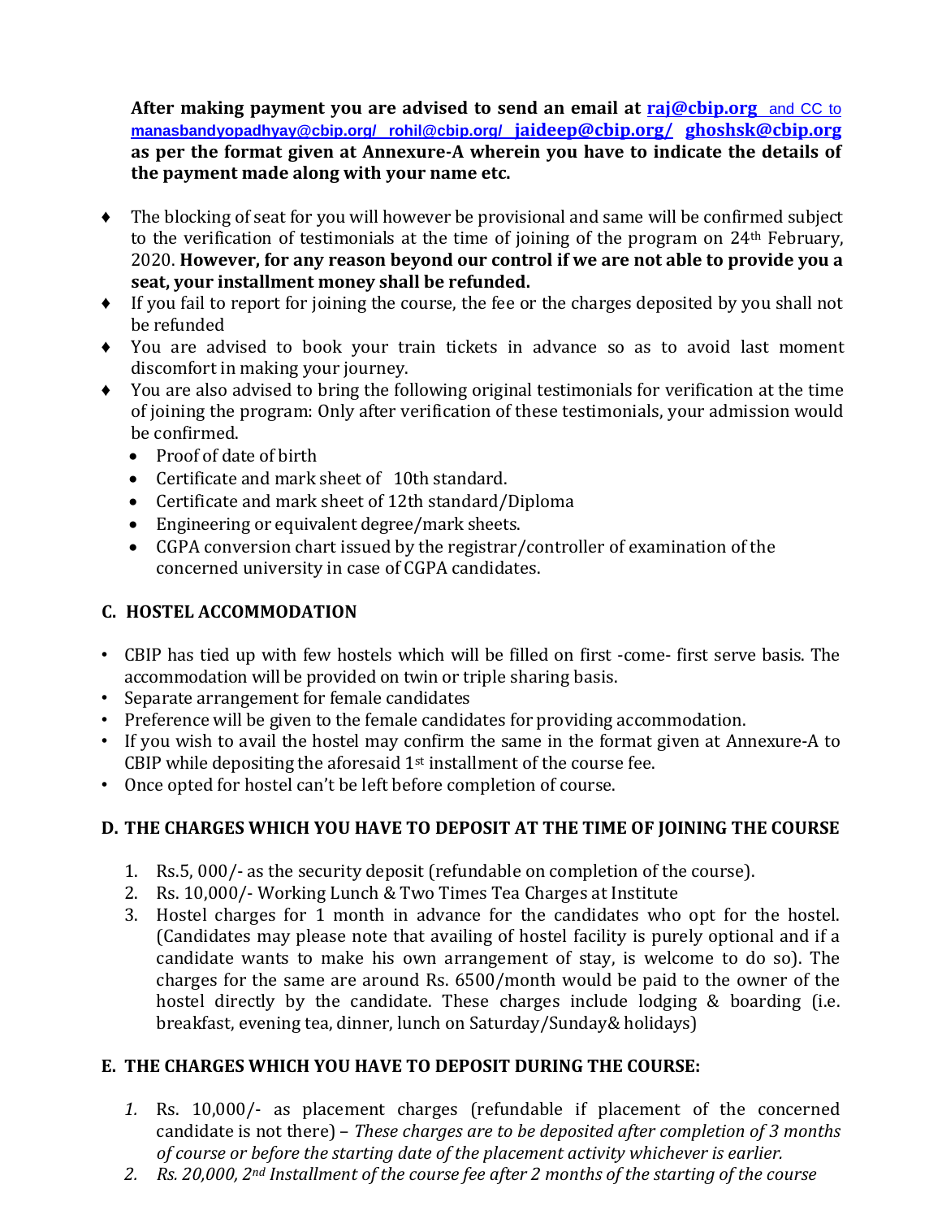**After making payment you are advised to send an email at raj@cbip.org and CC to manasbandyopadhyay@cbip.org/ rohil@cbip.org/ jaideep@cbip.org/ ghoshsk@cbip.org as per the format given at Annexure-A wherein you have to indicate the details of the payment made along with your name etc.**

- The blocking of seat for you will however be provisional and same will be confirmed subject to the verification of testimonials at the time of joining of the program on 24th February, 2020. **However, for any reason beyond our control if we are not able to provide you a seat, your installment money shall be refunded.**
- If you fail to report for joining the course, the fee or the charges deposited by you shall not be refunded
- You are advised to book your train tickets in advance so as to avoid last moment discomfort in making your journey.
- You are also advised to bring the following original testimonials for verification at the time of joining the program: Only after verification of these testimonials, your admission would be confirmed.
  - Proof of date of birth
  - Certificate and mark sheet of 10th standard.
  - Certificate and mark sheet of 12th standard/Diploma
  - Engineering or equivalent degree/mark sheets.
  - CGPA conversion chart issued by the registrar/controller of examination of the concerned university in case of CGPA candidates.

## C. HOSTEL ACCOMMODATION

- CBIP has tied up with few hostels which will be filled on first -come- first serve basis. The accommodation will be provided on twin or triple sharing basis.
- Separate arrangement for female candidates
- Preference will be given to the female candidates for providing accommodation.
- If you wish to avail the hostel may confirm the same in the format given at Annexure-A to CBIP while depositing the aforesaid 1st installment of the course fee.
- Once opted for hostel can't be left before completion of course.

## D. THE CHARGES WHICH YOU HAVE TO DEPOSIT AT THE TIME OF JOINING THE COURSE

1. Rs.5, 000/- as the security deposit (refundable on completion of the course).
2. Rs. 10,000/- Working Lunch & Two Times Tea Charges at Institute
3. Hostel charges for 1 month in advance for the candidates who opt for the hostel. (Candidates may please note that availing of hostel facility is purely optional and if a candidate wants to make his own arrangement of stay, is welcome to do so). The charges for the same are around Rs. 6500/month would be paid to the owner of the hostel directly by the candidate. These charges include lodging & boarding (i.e. breakfast, evening tea, dinner, lunch on Saturday/Sunday& holidays)

## E. THE CHARGES WHICH YOU HAVE TO DEPOSIT DURING THE COURSE:

1. Rs. 10,000/- as placement charges (refundable if placement of the concerned candidate is not there) – *These charges are to be deposited after completion of 3 months of course or before the starting date of the placement activity whichever is earlier.*
2. *Rs. 20,000, 2nd Installment of the course fee after 2 months of the starting of the course*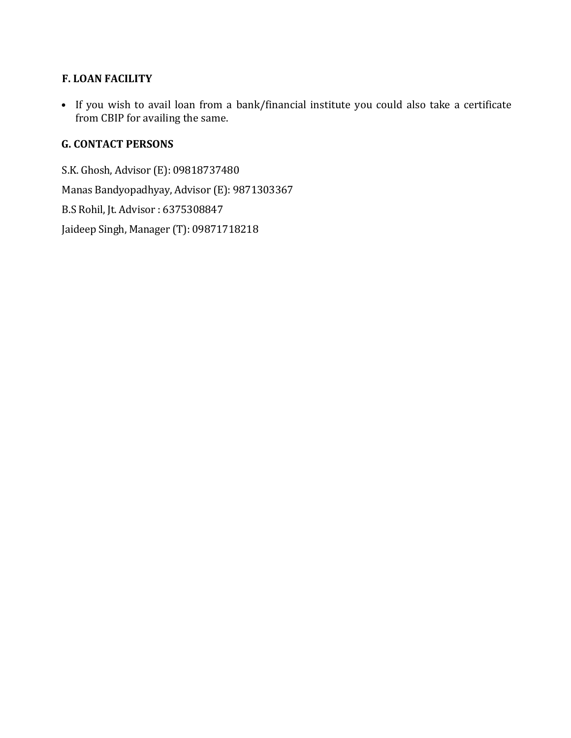**F. LOAN FACILITY**

- If you wish to avail loan from a bank/financial institute you could also take a certificate from CBIP for availing the same.

**G. CONTACT PERSONS**

S.K. Ghosh, Advisor (E): 09818737480

Manas Bandyopadhyay, Advisor (E): 9871303367

B.S Rohil, Jt. Advisor : 6375308847

Jaideep Singh, Manager (T): 09871718218